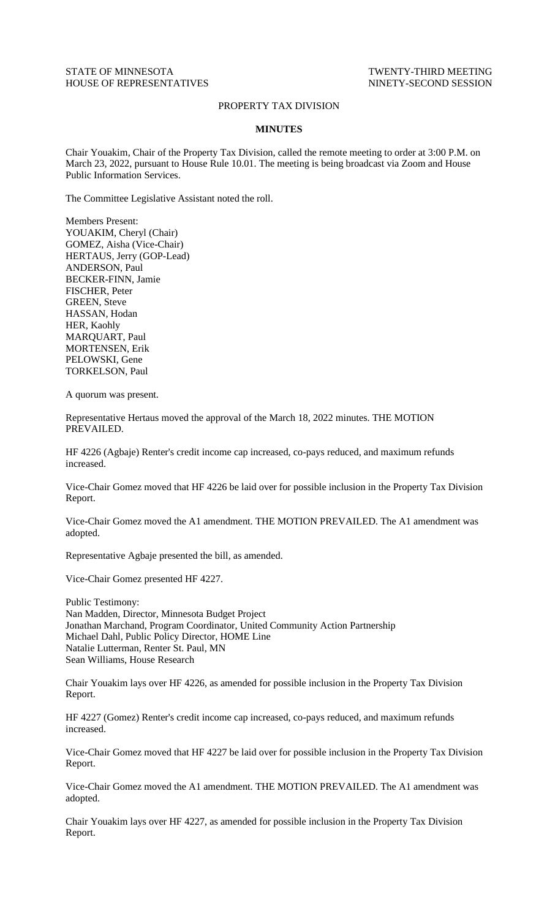STATE OF MINNESOTA
HOUSE OF REPRESENTATIVES

TWENTY-THIRD MEETING
NINETY-SECOND SESSION

PROPERTY TAX DIVISION

**MINUTES**

Chair Youakim, Chair of the Property Tax Division, called the remote meeting to order at 3:00 P.M. on March 23, 2022, pursuant to House Rule 10.01. The meeting is being broadcast via Zoom and House Public Information Services.

The Committee Legislative Assistant noted the roll.

Members Present:
YOUAKIM, Cheryl (Chair)
GOMEZ, Aisha (Vice-Chair)
HERTAUS, Jerry (GOP-Lead)
ANDERSON, Paul
BECKER-FINN, Jamie
FISCHER, Peter
GREEN, Steve
HASSAN, Hodan
HER, Kaohly
MARQUART, Paul
MORTENSEN, Erik
PELOWSKI, Gene
TORKELSON, Paul

A quorum was present.

Representative Hertaus moved the approval of the March 18, 2022 minutes. THE MOTION PREVAILED.

HF 4226 (Agbaje) Renter's credit income cap increased, co-pays reduced, and maximum refunds increased.

Vice-Chair Gomez moved that HF 4226 be laid over for possible inclusion in the Property Tax Division Report.

Vice-Chair Gomez moved the A1 amendment. THE MOTION PREVAILED. The A1 amendment was adopted.

Representative Agbaje presented the bill, as amended.

Vice-Chair Gomez presented HF 4227.

Public Testimony:
Nan Madden, Director, Minnesota Budget Project
Jonathan Marchand, Program Coordinator, United Community Action Partnership
Michael Dahl, Public Policy Director, HOME Line
Natalie Lutterman, Renter St. Paul, MN
Sean Williams, House Research

Chair Youakim lays over HF 4226, as amended for possible inclusion in the Property Tax Division Report.

HF 4227 (Gomez) Renter's credit income cap increased, co-pays reduced, and maximum refunds increased.

Vice-Chair Gomez moved that HF 4227 be laid over for possible inclusion in the Property Tax Division Report.

Vice-Chair Gomez moved the A1 amendment. THE MOTION PREVAILED. The A1 amendment was adopted.

Chair Youakim lays over HF 4227, as amended for possible inclusion in the Property Tax Division Report.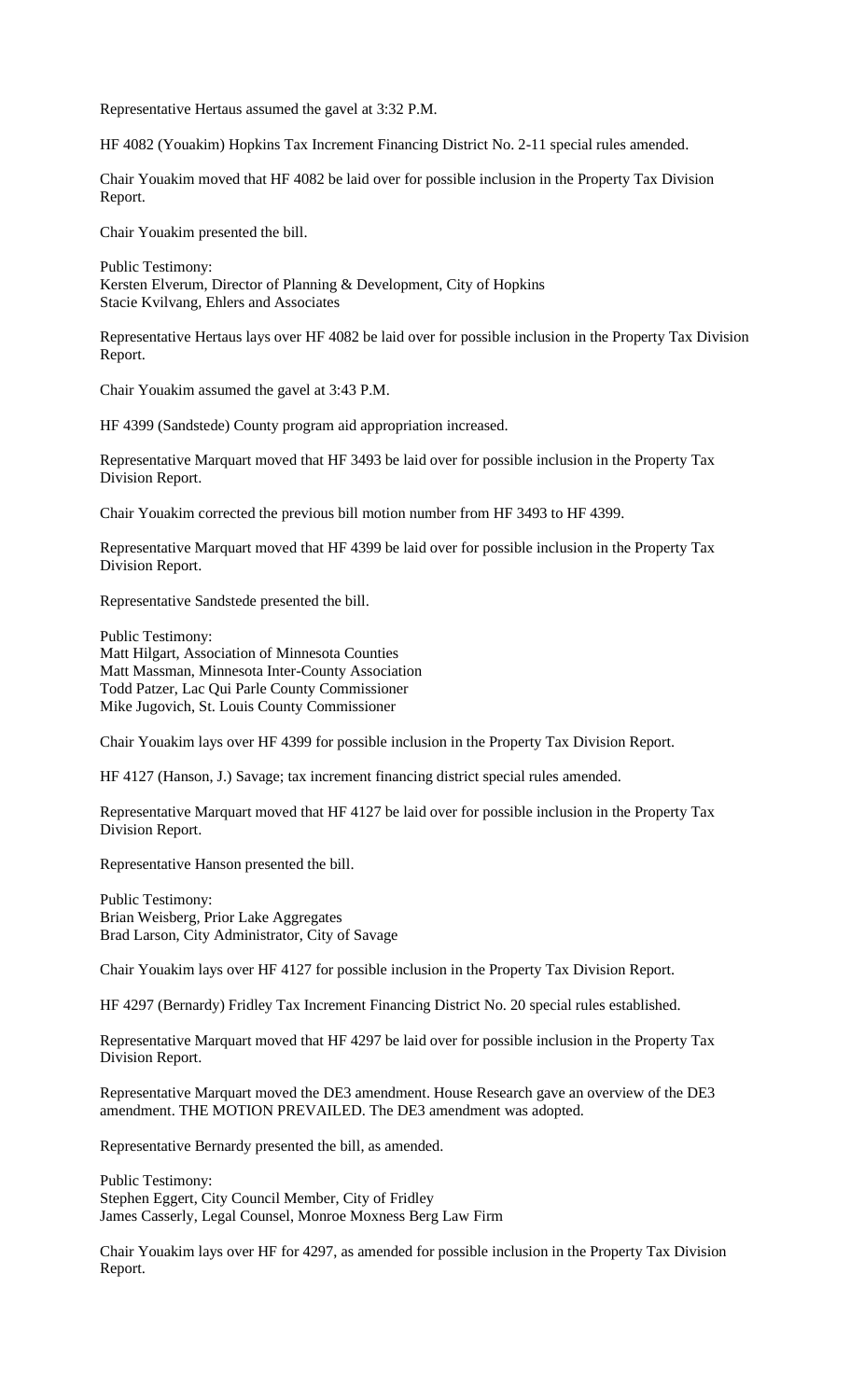Representative Hertaus assumed the gavel at 3:32 P.M.

HF 4082 (Youakim) Hopkins Tax Increment Financing District No. 2-11 special rules amended.

Chair Youakim moved that HF 4082 be laid over for possible inclusion in the Property Tax Division Report.

Chair Youakim presented the bill.

Public Testimony:
Kersten Elverum, Director of Planning & Development, City of Hopkins
Stacie Kvilvang, Ehlers and Associates

Representative Hertaus lays over HF 4082 be laid over for possible inclusion in the Property Tax Division Report.

Chair Youakim assumed the gavel at 3:43 P.M.

HF 4399 (Sandstede) County program aid appropriation increased.

Representative Marquart moved that HF 3493 be laid over for possible inclusion in the Property Tax Division Report.

Chair Youakim corrected the previous bill motion number from HF 3493 to HF 4399.

Representative Marquart moved that HF 4399 be laid over for possible inclusion in the Property Tax Division Report.

Representative Sandstede presented the bill.

Public Testimony:
Matt Hilgart, Association of Minnesota Counties
Matt Massman, Minnesota Inter-County Association
Todd Patzer, Lac Qui Parle County Commissioner
Mike Jugovich, St. Louis County Commissioner

Chair Youakim lays over HF 4399 for possible inclusion in the Property Tax Division Report.

HF 4127 (Hanson, J.) Savage; tax increment financing district special rules amended.

Representative Marquart moved that HF 4127 be laid over for possible inclusion in the Property Tax Division Report.

Representative Hanson presented the bill.

Public Testimony:
Brian Weisberg, Prior Lake Aggregates
Brad Larson, City Administrator, City of Savage

Chair Youakim lays over HF 4127 for possible inclusion in the Property Tax Division Report.

HF 4297 (Bernardy) Fridley Tax Increment Financing District No. 20 special rules established.

Representative Marquart moved that HF 4297 be laid over for possible inclusion in the Property Tax Division Report.

Representative Marquart moved the DE3 amendment. House Research gave an overview of the DE3 amendment. THE MOTION PREVAILED. The DE3 amendment was adopted.

Representative Bernardy presented the bill, as amended.

Public Testimony:
Stephen Eggert, City Council Member, City of Fridley
James Casserly, Legal Counsel, Monroe Moxness Berg Law Firm

Chair Youakim lays over HF for 4297, as amended for possible inclusion in the Property Tax Division Report.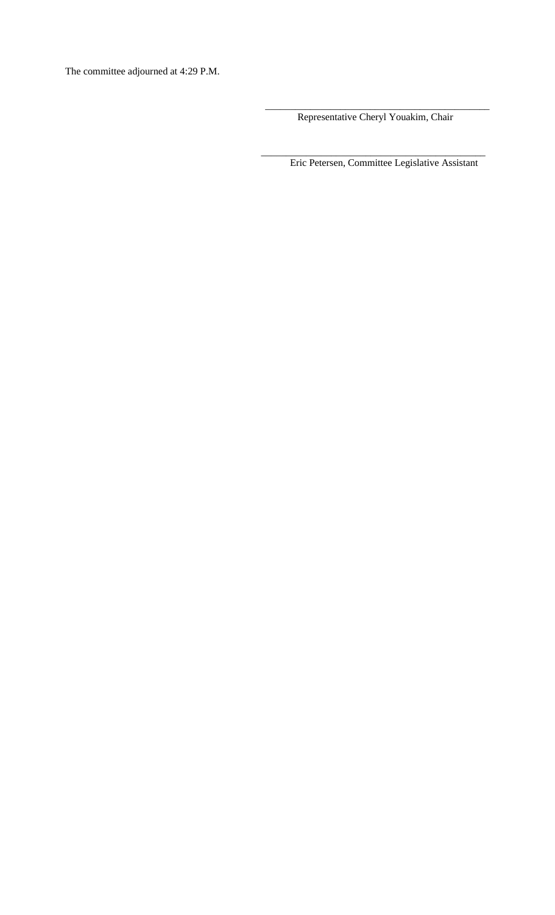The committee adjourned at 4:29 P.M.

\_\_\_\_\_\_\_\_\_\_\_\_\_\_\_\_\_\_\_\_\_\_\_\_\_\_\_\_\_\_\_\_\_\_\_\_\_\_\_\_\_\_\_\_

Representative Cheryl Youakim, Chair

\_\_\_\_\_\_\_\_\_\_\_\_\_\_\_\_\_\_\_\_\_\_\_\_\_\_\_\_\_\_\_\_\_\_\_\_\_\_\_\_\_\_\_\_

Eric Petersen, Committee Legislative Assistant